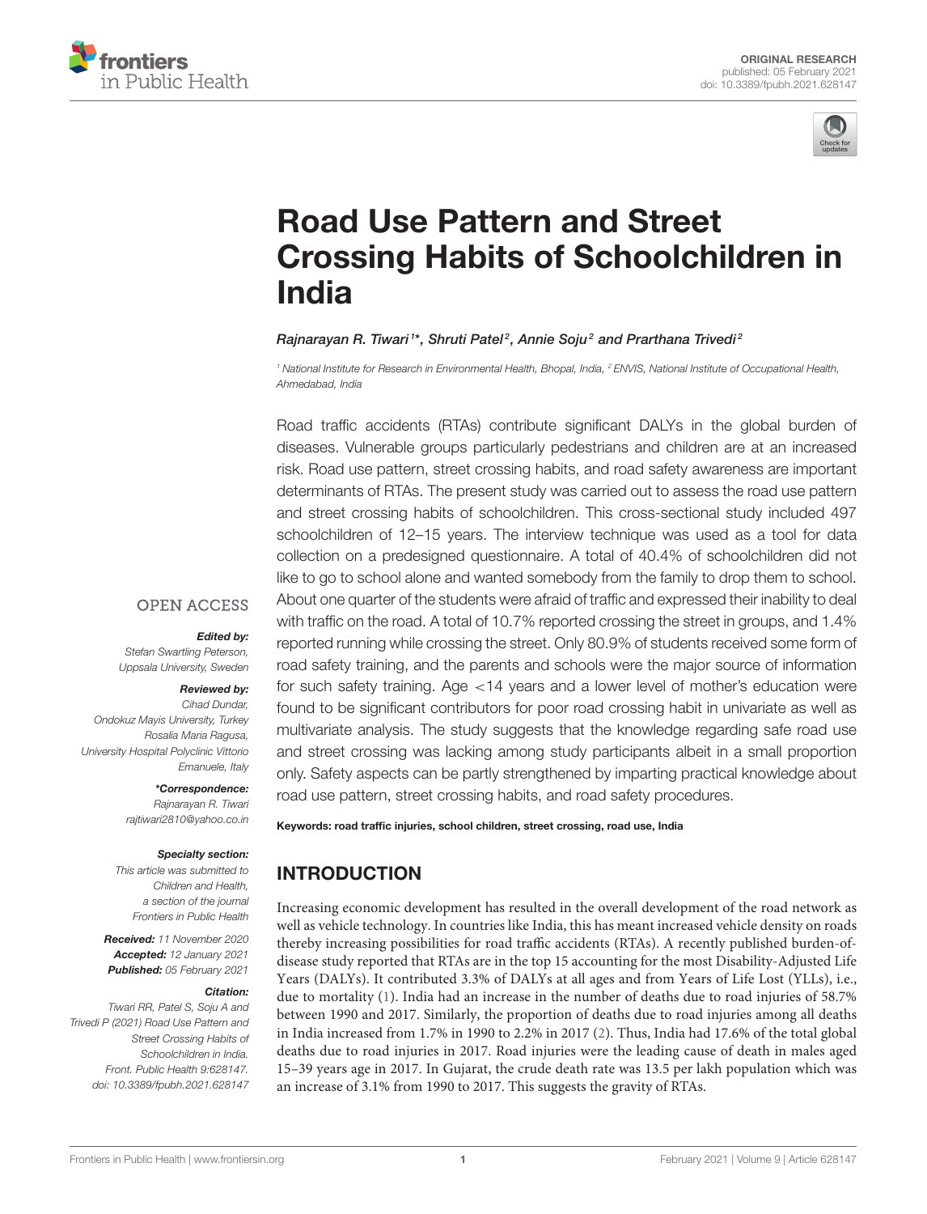ORIGINAL RESEARCH
published: 05 February 2021
doi: 10.3389/fpubh.2021.628147

# Road Use Pattern and Street Crossing Habits of Schoolchildren in India

*Rajnarayan R. Tiwari[1]\*, Shruti Patel[2], Annie Soju[2] and Prarthana Trivedi[2]*

[1] National Institute for Research in Environmental Health, Bhopal, India, [2] ENVIS, National Institute of Occupational Health, Ahmedabad, India

Road traffic accidents (RTAs) contribute significant DALYs in the global burden of diseases. Vulnerable groups particularly pedestrians and children are at an increased risk. Road use pattern, street crossing habits, and road safety awareness are important determinants of RTAs. The present study was carried out to assess the road use pattern and street crossing habits of schoolchildren. This cross-sectional study included 497 schoolchildren of 12–15 years. The interview technique was used as a tool for data collection on a predesigned questionnaire. A total of 40.4% of schoolchildren did not like to go to school alone and wanted somebody from the family to drop them to school. About one quarter of the students were afraid of traffic and expressed their inability to deal with traffic on the road. A total of 10.7% reported crossing the street in groups, and 1.4% reported running while crossing the street. Only 80.9% of students received some form of road safety training, and the parents and schools were the major source of information for such safety training. Age <14 years and a lower level of mother's education were found to be significant contributors for poor road crossing habit in univariate as well as multivariate analysis. The study suggests that the knowledge regarding safe road use and street crossing was lacking among study participants albeit in a small proportion only. Safety aspects can be partly strengthened by imparting practical knowledge about road use pattern, street crossing habits, and road safety procedures.

**Keywords: road traffic injuries, school children, street crossing, road use, India**

OPEN ACCESS

***Edited by:***
*Stefan Swartling Peterson, Uppsala University, Sweden*

***Reviewed by:***
*Cihad Dundar, Ondokuz Mayis University, Turkey*
*Rosalia Maria Ragusa, University Hospital Polyclinic Vittorio Emanuele, Italy*

***\*Correspondence:***
*Rajnarayan R. Tiwari*
*rajtiwari2810@yahoo.co.in*

***Specialty section:***
*This article was submitted to Children and Health, a section of the journal Frontiers in Public Health*

***Received:*** *11 November 2020*
***Accepted:*** *12 January 2021*
***Published:*** *05 February 2021*

***Citation:***
*Tiwari RR, Patel S, Soju A and Trivedi P (2021) Road Use Pattern and Street Crossing Habits of Schoolchildren in India. Front. Public Health 9:628147. doi: 10.3389/fpubh.2021.628147*

## INTRODUCTION

Increasing economic development has resulted in the overall development of the road network as well as vehicle technology. In countries like India, this has meant increased vehicle density on roads thereby increasing possibilities for road traffic accidents (RTAs). A recently published burden-of-disease study reported that RTAs are in the top 15 accounting for the most Disability-Adjusted Life Years (DALYs). It contributed 3.3% of DALYs at all ages and from Years of Life Lost (YLLs), i.e., due to mortality (1). India had an increase in the number of deaths due to road injuries of 58.7% between 1990 and 2017. Similarly, the proportion of deaths due to road injuries among all deaths in India increased from 1.7% in 1990 to 2.2% in 2017 (2). Thus, India had 17.6% of the total global deaths due to road injuries in 2017. Road injuries were the leading cause of death in males aged 15–39 years age in 2017. In Gujarat, the crude death rate was 13.5 per lakh population which was an increase of 3.1% from 1990 to 2017. This suggests the gravity of RTAs.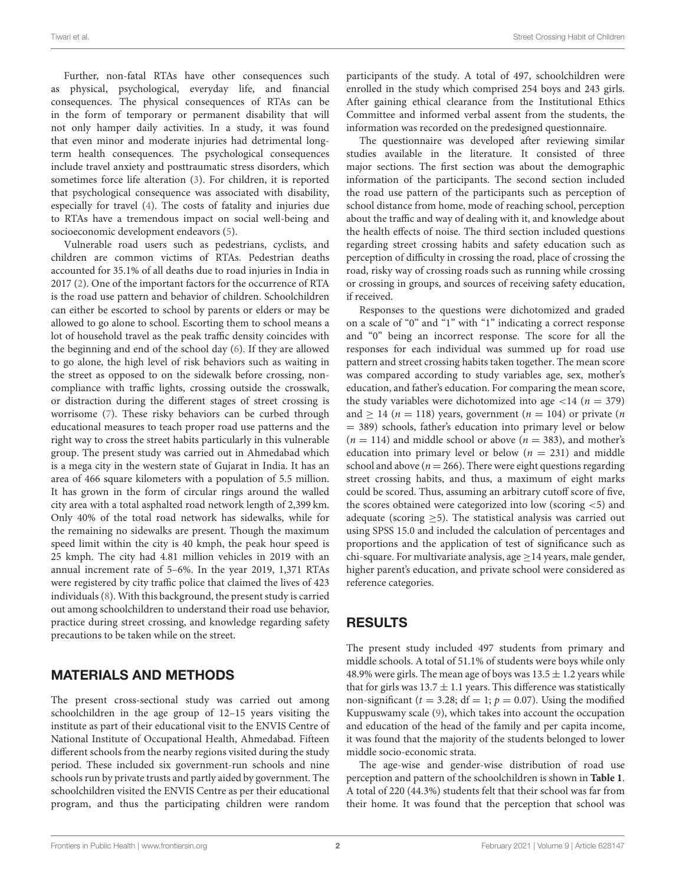Further, non-fatal RTAs have other consequences such as physical, psychological, everyday life, and financial consequences. The physical consequences of RTAs can be in the form of temporary or permanent disability that will not only hamper daily activities. In a study, it was found that even minor and moderate injuries had detrimental long-term health consequences. The psychological consequences include travel anxiety and posttraumatic stress disorders, which sometimes force life alteration (3). For children, it is reported that psychological consequence was associated with disability, especially for travel (4). The costs of fatality and injuries due to RTAs have a tremendous impact on social well-being and socioeconomic development endeavors (5).

Vulnerable road users such as pedestrians, cyclists, and children are common victims of RTAs. Pedestrian deaths accounted for 35.1% of all deaths due to road injuries in India in 2017 (2). One of the important factors for the occurrence of RTA is the road use pattern and behavior of children. Schoolchildren can either be escorted to school by parents or elders or may be allowed to go alone to school. Escorting them to school means a lot of household travel as the peak traffic density coincides with the beginning and end of the school day (6). If they are allowed to go alone, the high level of risk behaviors such as waiting in the street as opposed to on the sidewalk before crossing, non-compliance with traffic lights, crossing outside the crosswalk, or distraction during the different stages of street crossing is worrisome (7). These risky behaviors can be curbed through educational measures to teach proper road use patterns and the right way to cross the street habits particularly in this vulnerable group. The present study was carried out in Ahmedabad which is a mega city in the western state of Gujarat in India. It has an area of 466 square kilometers with a population of 5.5 million. It has grown in the form of circular rings around the walled city area with a total asphalted road network length of 2,399 km. Only 40% of the total road network has sidewalks, while for the remaining no sidewalks are present. Though the maximum speed limit within the city is 40 kmph, the peak hour speed is 25 kmph. The city had 4.81 million vehicles in 2019 with an annual increment rate of 5–6%. In the year 2019, 1,371 RTAs were registered by city traffic police that claimed the lives of 423 individuals (8). With this background, the present study is carried out among schoolchildren to understand their road use behavior, practice during street crossing, and knowledge regarding safety precautions to be taken while on the street.

## MATERIALS AND METHODS

The present cross-sectional study was carried out among schoolchildren in the age group of 12–15 years visiting the institute as part of their educational visit to the ENVIS Centre of National Institute of Occupational Health, Ahmedabad. Fifteen different schools from the nearby regions visited during the study period. These included six government-run schools and nine schools run by private trusts and partly aided by government. The schoolchildren visited the ENVIS Centre as per their educational program, and thus the participating children were random participants of the study. A total of 497, schoolchildren were enrolled in the study which comprised 254 boys and 243 girls. After gaining ethical clearance from the Institutional Ethics Committee and informed verbal assent from the students, the information was recorded on the predesigned questionnaire.

The questionnaire was developed after reviewing similar studies available in the literature. It consisted of three major sections. The first section was about the demographic information of the participants. The second section included the road use pattern of the participants such as perception of school distance from home, mode of reaching school, perception about the traffic and way of dealing with it, and knowledge about the health effects of noise. The third section included questions regarding street crossing habits and safety education such as perception of difficulty in crossing the road, place of crossing the road, risky way of crossing roads such as running while crossing or crossing in groups, and sources of receiving safety education, if received.

Responses to the questions were dichotomized and graded on a scale of "0" and "1" with "1" indicating a correct response and "0" being an incorrect response. The score for all the responses for each individual was summed up for road use pattern and street crossing habits taken together. The mean score was compared according to study variables age, sex, mother's education, and father's education. For comparing the mean score, the study variables were dichotomized into age $<14$ ($n = 379$) and $\geq 14$ ($n = 118$) years, government ($n = 104$) or private ($n = 389$) schools, father's education into primary level or below ($n = 114$) and middle school or above ($n = 383$), and mother's education into primary level or below ($n = 231$) and middle school and above ($n = 266$). There were eight questions regarding street crossing habits, and thus, a maximum of eight marks could be scored. Thus, assuming an arbitrary cutoff score of five, the scores obtained were categorized into low (scoring $<5$) and adequate (scoring $\geq 5$). The statistical analysis was carried out using SPSS 15.0 and included the calculation of percentages and proportions and the application of test of significance such as chi-square. For multivariate analysis, age $\geq 14$ years, male gender, higher parent's education, and private school were considered as reference categories.

## RESULTS

The present study included 497 students from primary and middle schools. A total of 51.1% of students were boys while only 48.9% were girls. The mean age of boys was $13.5 \pm 1.2$ years while that for girls was $13.7 \pm 1.1$ years. This difference was statistically non-significant ($t = 3.28$; df $= 1$; $p = 0.07$). Using the modified Kuppuswamy scale (9), which takes into account the occupation and education of the head of the family and per capita income, it was found that the majority of the students belonged to lower middle socio-economic strata.

The age-wise and gender-wise distribution of road use perception and pattern of the schoolchildren is shown in **Table 1**. A total of 220 (44.3%) students felt that their school was far from their home. It was found that the perception that school was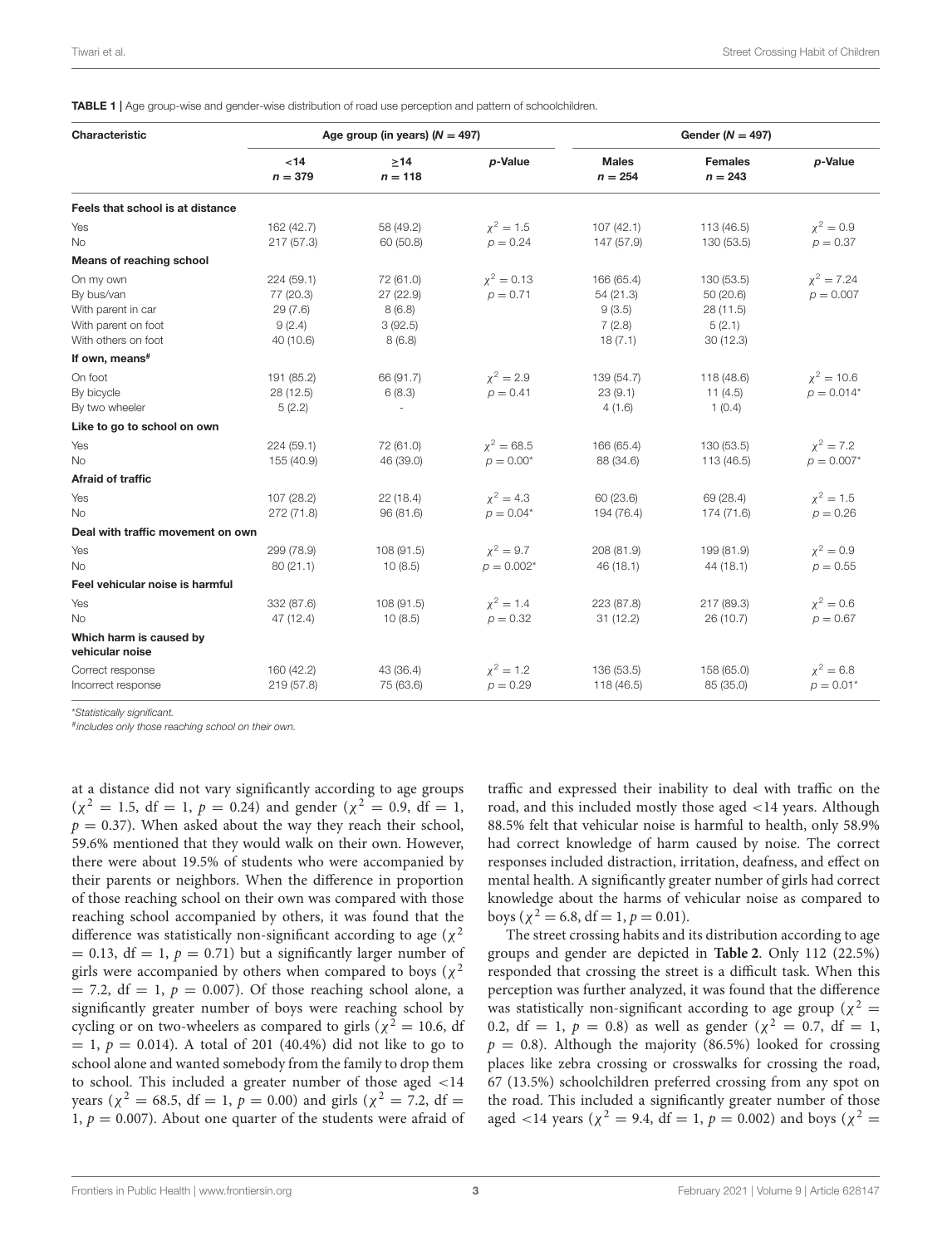**TABLE 1** | Age group-wise and gender-wise distribution of road use perception and pattern of schoolchildren.

| Characteristic | Age group (in years) ($N = 497$) | | | Gender ($N = 497$) | | |
|---|---|---|---|---|---|---|
| | <14 $n = 379$ | ≥14 $n = 118$ | *p*-Value | Males $n = 254$ | Females $n = 243$ | *p*-Value |
| **Feels that school is at distance** | | | | | | |
| Yes | 162 (42.7) | 58 (49.2) | $\chi^2 = 1.5$ | 107 (42.1) | 113 (46.5) | $\chi^2 = 0.9$ |
| No | 217 (57.3) | 60 (50.8) | $p = 0.24$ | 147 (57.9) | 130 (53.5) | $p = 0.37$ |
| **Means of reaching school** | | | | | | |
| On my own | 224 (59.1) | 72 (61.0) | $\chi^2 = 0.13$ | 166 (65.4) | 130 (53.5) | $\chi^2 = 7.24$ |
| By bus/van | 77 (20.3) | 27 (22.9) | $p = 0.71$ | 54 (21.3) | 50 (20.6) | $p = 0.007$ |
| With parent in car | 29 (7.6) | 8 (6.8) | | 9 (3.5) | 28 (11.5) | |
| With parent on foot | 9 (2.4) | 3 (92.5) | | 7 (2.8) | 5 (2.1) | |
| With others on foot | 40 (10.6) | 8 (6.8) | | 18 (7.1) | 30 (12.3) | |
| **If own, means**[#] | | | | | | |
| On foot | 191 (85.2) | 66 (91.7) | $\chi^2 = 2.9$ | 139 (54.7) | 118 (48.6) | $\chi^2 = 10.6$ |
| By bicycle | 28 (12.5) | 6 (8.3) | $p = 0.41$ | 23 (9.1) | 11 (4.5) | $p = 0.014$* |
| By two wheeler | 5 (2.2) | - | | 4 (1.6) | 1 (0.4) | |
| **Like to go to school on own** | | | | | | |
| Yes | 224 (59.1) | 72 (61.0) | $\chi^2 = 68.5$ | 166 (65.4) | 130 (53.5) | $\chi^2 = 7.2$ |
| No | 155 (40.9) | 46 (39.0) | $p = 0.00$* | 88 (34.6) | 113 (46.5) | $p = 0.007$* |
| **Afraid of traffic** | | | | | | |
| Yes | 107 (28.2) | 22 (18.4) | $\chi^2 = 4.3$ | 60 (23.6) | 69 (28.4) | $\chi^2 = 1.5$ |
| No | 272 (71.8) | 96 (81.6) | $p = 0.04$* | 194 (76.4) | 174 (71.6) | $p = 0.26$ |
| **Deal with traffic movement on own** | | | | | | |
| Yes | 299 (78.9) | 108 (91.5) | $\chi^2 = 9.7$ | 208 (81.9) | 199 (81.9) | $\chi^2 = 0.9$ |
| No | 80 (21.1) | 10 (8.5) | $p = 0.002$* | 46 (18.1) | 44 (18.1) | $p = 0.55$ |
| **Feel vehicular noise is harmful** | | | | | | |
| Yes | 332 (87.6) | 108 (91.5) | $\chi^2 = 1.4$ | 223 (87.8) | 217 (89.3) | $\chi^2 = 0.6$ |
| No | 47 (12.4) | 10 (8.5) | $p = 0.32$ | 31 (12.2) | 26 (10.7) | $p = 0.67$ |
| **Which harm is caused by vehicular noise** | | | | | | |
| Correct response | 160 (42.2) | 43 (36.4) | $\chi^2 = 1.2$ | 136 (53.5) | 158 (65.0) | $\chi^2 = 6.8$ |
| Incorrect response | 219 (57.8) | 75 (63.6) | $p = 0.29$ | 118 (46.5) | 85 (35.0) | $p = 0.01$* |

*Statistically significant.

[#]includes only those reaching school on their own.

at a distance did not vary significantly according to age groups ($\chi^2 = 1.5$, df $= 1$, $p = 0.24$) and gender ($\chi^2 = 0.9$, df $= 1$, $p = 0.37$). When asked about the way they reach their school, 59.6% mentioned that they would walk on their own. However, there were about 19.5% of students who were accompanied by their parents or neighbors. When the difference in proportion of those reaching school on their own was compared with those reaching school accompanied by others, it was found that the difference was statistically non-significant according to age ($\chi^2 = 0.13$, df $= 1$, $p = 0.71$) but a significantly larger number of girls were accompanied by others when compared to boys ($\chi^2 = 7.2$, df $= 1$, $p = 0.007$). Of those reaching school alone, a significantly greater number of boys were reaching school by cycling or on two-wheelers as compared to girls ($\chi^2 = 10.6$, df $= 1$, $p = 0.014$). A total of 201 (40.4%) did not like to go to school alone and wanted somebody from the family to drop them to school. This included a greater number of those aged <14 years ($\chi^2 = 68.5$, df $= 1$, $p = 0.00$) and girls ($\chi^2 = 7.2$, df $= 1$, $p = 0.007$). About one quarter of the students were afraid of traffic and expressed their inability to deal with traffic on the road, and this included mostly those aged <14 years. Although 88.5% felt that vehicular noise is harmful to health, only 58.9% had correct knowledge of harm caused by noise. The correct responses included distraction, irritation, deafness, and effect on mental health. A significantly greater number of girls had correct knowledge about the harms of vehicular noise as compared to boys ($\chi^2 = 6.8$, df $= 1$, $p = 0.01$).

The street crossing habits and its distribution according to age groups and gender are depicted in **Table 2**. Only 112 (22.5%) responded that crossing the street is a difficult task. When this perception was further analyzed, it was found that the difference was statistically non-significant according to age group ($\chi^2 = 0.2$, df $= 1$, $p = 0.8$) as well as gender ($\chi^2 = 0.7$, df $= 1$, $p = 0.8$). Although the majority (86.5%) looked for crossing places like zebra crossing or crosswalks for crossing the road, 67 (13.5%) schoolchildren preferred crossing from any spot on the road. This included a significantly greater number of those aged <14 years ($\chi^2 = 9.4$, df $= 1$, $p = 0.002$) and boys ($\chi^2 =$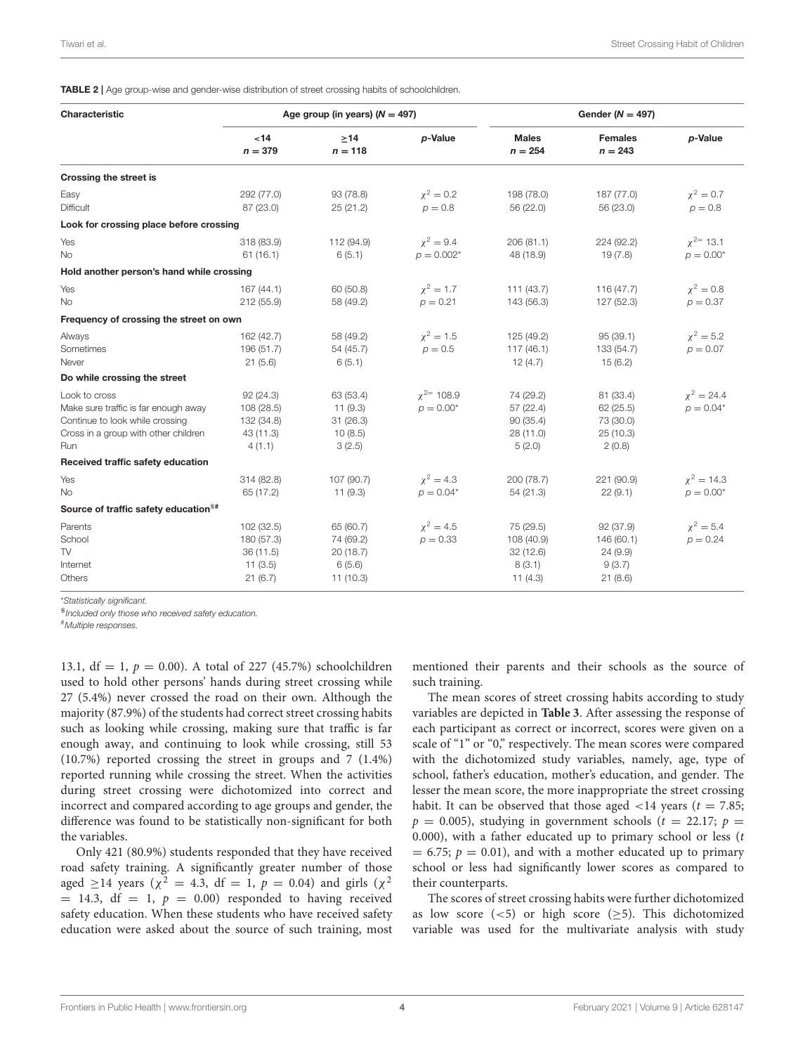**TABLE 2 |** Age group-wise and gender-wise distribution of street crossing habits of schoolchildren.

| Characteristic | Age group (in years) ($N = 497$) | | | Gender ($N = 497$) | | |
|---|---|---|---|---|---|---|
| | <14 $n = 379$ | ≥14 $n = 118$ | *p*-Value | Males $n = 254$ | Females $n = 243$ | *p*-Value |
| **Crossing the street is** | | | | | | |
| Easy | 292 (77.0) | 93 (78.8) | $\chi^2 = 0.2$ | 198 (78.0) | 187 (77.0) | $\chi^2 = 0.7$ |
| Difficult | 87 (23.0) | 25 (21.2) | $p = 0.8$ | 56 (22.0) | 56 (23.0) | $p = 0.8$ |
| **Look for crossing place before crossing** | | | | | | |
| Yes | 318 (83.9) | 112 (94.9) | $\chi^2 = 9.4$ | 206 (81.1) | 224 (92.2) | $\chi^2 = 13.1$ |
| No | 61 (16.1) | 6 (5.1) | $p = 0.002$* | 48 (18.9) | 19 (7.8) | $p = 0.00$* |
| **Hold another person's hand while crossing** | | | | | | |
| Yes | 167 (44.1) | 60 (50.8) | $\chi^2 = 1.7$ | 111 (43.7) | 116 (47.7) | $\chi^2 = 0.8$ |
| No | 212 (55.9) | 58 (49.2) | $p = 0.21$ | 143 (56.3) | 127 (52.3) | $p = 0.37$ |
| **Frequency of crossing the street on own** | | | | | | |
| Always | 162 (42.7) | 58 (49.2) | $\chi^2 = 1.5$ | 125 (49.2) | 95 (39.1) | $\chi^2 = 5.2$ |
| Sometimes | 196 (51.7) | 54 (45.7) | $p = 0.5$ | 117 (46.1) | 133 (54.7) | $p = 0.07$ |
| Never | 21 (5.6) | 6 (5.1) | | 12 (4.7) | 15 (6.2) | |
| **Do while crossing the street** | | | | | | |
| Look to cross | 92 (24.3) | 63 (53.4) | $\chi^2 = 108.9$ | 74 (29.2) | 81 (33.4) | $\chi^2 = 24.4$ |
| Make sure traffic is far enough away | 108 (28.5) | 11 (9.3) | $p = 0.00$* | 57 (22.4) | 62 (25.5) | $p = 0.04$* |
| Continue to look while crossing | 132 (34.8) | 31 (26.3) | | 90 (35.4) | 73 (30.0) | |
| Cross in a group with other children | 43 (11.3) | 10 (8.5) | | 28 (11.0) | 25 (10.3) | |
| Run | 4 (1.1) | 3 (2.5) | | 5 (2.0) | 2 (0.8) | |
| **Received traffic safety education** | | | | | | |
| Yes | 314 (82.8) | 107 (90.7) | $\chi^2 = 4.3$ | 200 (78.7) | 221 (90.9) | $\chi^2 = 14.3$ |
| No | 65 (17.2) | 11 (9.3) | $p = 0.04$* | 54 (21.3) | 22 (9.1) | $p = 0.00$* |
| **Source of traffic safety education**[$#] | | | | | | |
| Parents | 102 (32.5) | 65 (60.7) | $\chi^2 = 4.5$ | 75 (29.5) | 92 (37.9) | $\chi^2 = 5.4$ |
| School | 180 (57.3) | 74 (69.2) | $p = 0.33$ | 108 (40.9) | 146 (60.1) | $p = 0.24$ |
| TV | 36 (11.5) | 20 (18.7) | | 32 (12.6) | 24 (9.9) | |
| Internet | 11 (3.5) | 6 (5.6) | | 8 (3.1) | 9 (3.7) | |
| Others | 21 (6.7) | 11 (10.3) | | 11 (4.3) | 21 (8.6) | |

*Statistically significant.

$Included only those who received safety education.

#Multiple responses.

13.1, df = 1, $p = 0.00$). A total of 227 (45.7%) schoolchildren used to hold other persons' hands during street crossing while 27 (5.4%) never crossed the road on their own. Although the majority (87.9%) of the students had correct street crossing habits such as looking while crossing, making sure that traffic is far enough away, and continuing to look while crossing, still 53 (10.7%) reported crossing the street in groups and 7 (1.4%) reported running while crossing the street. When the activities during street crossing were dichotomized into correct and incorrect and compared according to age groups and gender, the difference was found to be statistically non-significant for both the variables.

Only 421 (80.9%) students responded that they have received road safety training. A significantly greater number of those aged ≥14 years ($\chi^2 = 4.3$, df = 1, $p = 0.04$) and girls ($\chi^2 = 14.3$, df = 1, $p = 0.00$) responded to having received safety education. When these students who have received safety education were asked about the source of such training, most mentioned their parents and their schools as the source of such training.

The mean scores of street crossing habits according to study variables are depicted in **Table 3**. After assessing the response of each participant as correct or incorrect, scores were given on a scale of "1" or "0," respectively. The mean scores were compared with the dichotomized study variables, namely, age, type of school, father's education, mother's education, and gender. The lesser the mean score, the more inappropriate the street crossing habit. It can be observed that those aged <14 years ($t = 7.85$; $p = 0.005$), studying in government schools ($t = 22.17$; $p = 0.000$), with a father educated up to primary school or less ($t = 6.75$; $p = 0.01$), and with a mother educated up to primary school or less had significantly lower scores as compared to their counterparts.

The scores of street crossing habits were further dichotomized as low score (<5) or high score (≥5). This dichotomized variable was used for the multivariate analysis with study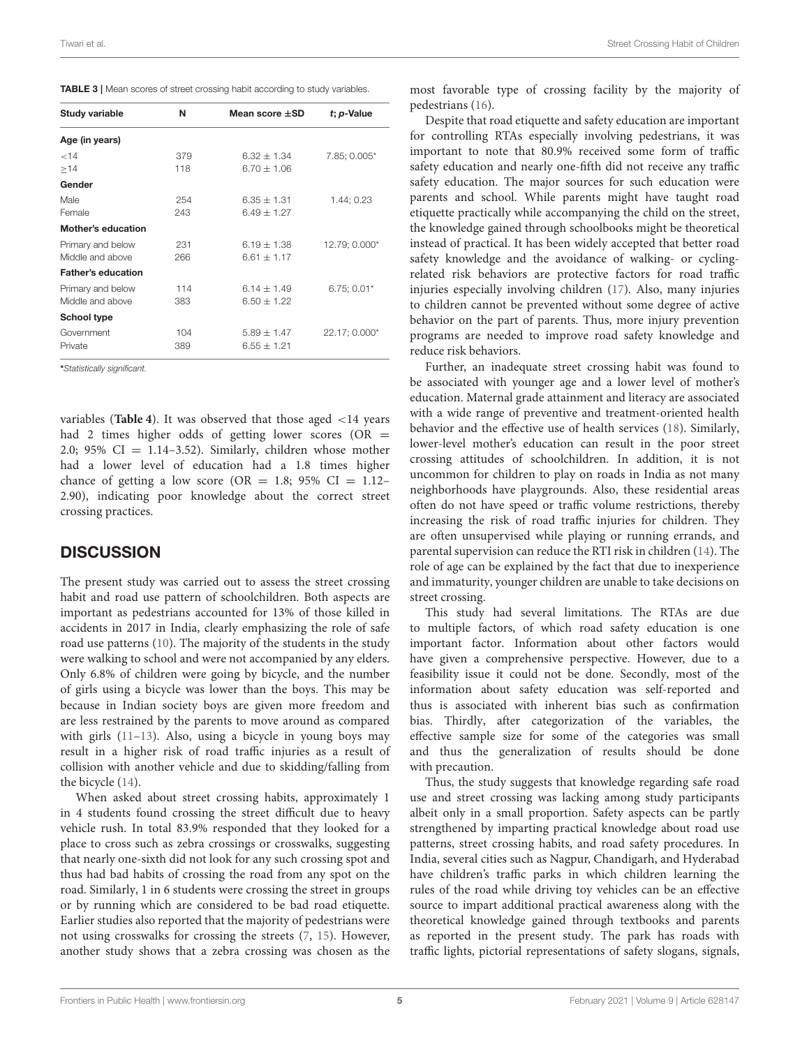**TABLE 3 |** Mean scores of street crossing habit according to study variables.

| Study variable | N | Mean score ±SD | *t*; *p*-Value |
|---|---|---|---|
| **Age (in years)** | | | |
| <14 | 379 | 6.32 ± 1.34 | 7.85; 0.005* |
| ≥14 | 118 | 6.70 ± 1.06 | |
| **Gender** | | | |
| Male | 254 | 6.35 ± 1.31 | 1.44; 0.23 |
| Female | 243 | 6.49 ± 1.27 | |
| **Mother's education** | | | |
| Primary and below | 231 | 6.19 ± 1.38 | 12.79; 0.000* |
| Middle and above | 266 | 6.61 ± 1.17 | |
| **Father's education** | | | |
| Primary and below | 114 | 6.14 ± 1.49 | 6.75; 0.01* |
| Middle and above | 383 | 6.50 ± 1.22 | |
| **School type** | | | |
| Government | 104 | 5.89 ± 1.47 | 22.17; 0.000* |
| Private | 389 | 6.55 ± 1.21 | |

**\****Statistically significant.*

variables (**Table 4**). It was observed that those aged <14 years had 2 times higher odds of getting lower scores (OR = 2.0; 95% CI = 1.14–3.52). Similarly, children whose mother had a lower level of education had a 1.8 times higher chance of getting a low score (OR = 1.8; 95% CI = 1.12–2.90), indicating poor knowledge about the correct street crossing practices.

## DISCUSSION

The present study was carried out to assess the street crossing habit and road use pattern of schoolchildren. Both aspects are important as pedestrians accounted for 13% of those killed in accidents in 2017 in India, clearly emphasizing the role of safe road use patterns (10). The majority of the students in the study were walking to school and were not accompanied by any elders. Only 6.8% of children were going by bicycle, and the number of girls using a bicycle was lower than the boys. This may be because in Indian society boys are given more freedom and are less restrained by the parents to move around as compared with girls (11–13). Also, using a bicycle in young boys may result in a higher risk of road traffic injuries as a result of collision with another vehicle and due to skidding/falling from the bicycle (14).

When asked about street crossing habits, approximately 1 in 4 students found crossing the street difficult due to heavy vehicle rush. In total 83.9% responded that they looked for a place to cross such as zebra crossings or crosswalks, suggesting that nearly one-sixth did not look for any such crossing spot and thus had bad habits of crossing the road from any spot on the road. Similarly, 1 in 6 students were crossing the street in groups or by running which are considered to be bad road etiquette. Earlier studies also reported that the majority of pedestrians were not using crosswalks for crossing the streets (7, 15). However, another study shows that a zebra crossing was chosen as the most favorable type of crossing facility by the majority of pedestrians (16).

Despite that road etiquette and safety education are important for controlling RTAs especially involving pedestrians, it was important to note that 80.9% received some form of traffic safety education and nearly one-fifth did not receive any traffic safety education. The major sources for such education were parents and school. While parents might have taught road etiquette practically while accompanying the child on the street, the knowledge gained through schoolbooks might be theoretical instead of practical. It has been widely accepted that better road safety knowledge and the avoidance of walking- or cycling-related risk behaviors are protective factors for road traffic injuries especially involving children (17). Also, many injuries to children cannot be prevented without some degree of active behavior on the part of parents. Thus, more injury prevention programs are needed to improve road safety knowledge and reduce risk behaviors.

Further, an inadequate street crossing habit was found to be associated with younger age and a lower level of mother's education. Maternal grade attainment and literacy are associated with a wide range of preventive and treatment-oriented health behavior and the effective use of health services (18). Similarly, lower-level mother's education can result in the poor street crossing attitudes of schoolchildren. In addition, it is not uncommon for children to play on roads in India as not many neighborhoods have playgrounds. Also, these residential areas often do not have speed or traffic volume restrictions, thereby increasing the risk of road traffic injuries for children. They are often unsupervised while playing or running errands, and parental supervision can reduce the RTI risk in children (14). The role of age can be explained by the fact that due to inexperience and immaturity, younger children are unable to take decisions on street crossing.

This study had several limitations. The RTAs are due to multiple factors, of which road safety education is one important factor. Information about other factors would have given a comprehensive perspective. However, due to a feasibility issue it could not be done. Secondly, most of the information about safety education was self-reported and thus is associated with inherent bias such as confirmation bias. Thirdly, after categorization of the variables, the effective sample size for some of the categories was small and thus the generalization of results should be done with precaution.

Thus, the study suggests that knowledge regarding safe road use and street crossing was lacking among study participants albeit only in a small proportion. Safety aspects can be partly strengthened by imparting practical knowledge about road use patterns, street crossing habits, and road safety procedures. In India, several cities such as Nagpur, Chandigarh, and Hyderabad have children's traffic parks in which children learning the rules of the road while driving toy vehicles can be an effective source to impart additional practical awareness along with the theoretical knowledge gained through textbooks and parents as reported in the present study. The park has roads with traffic lights, pictorial representations of safety slogans, signals,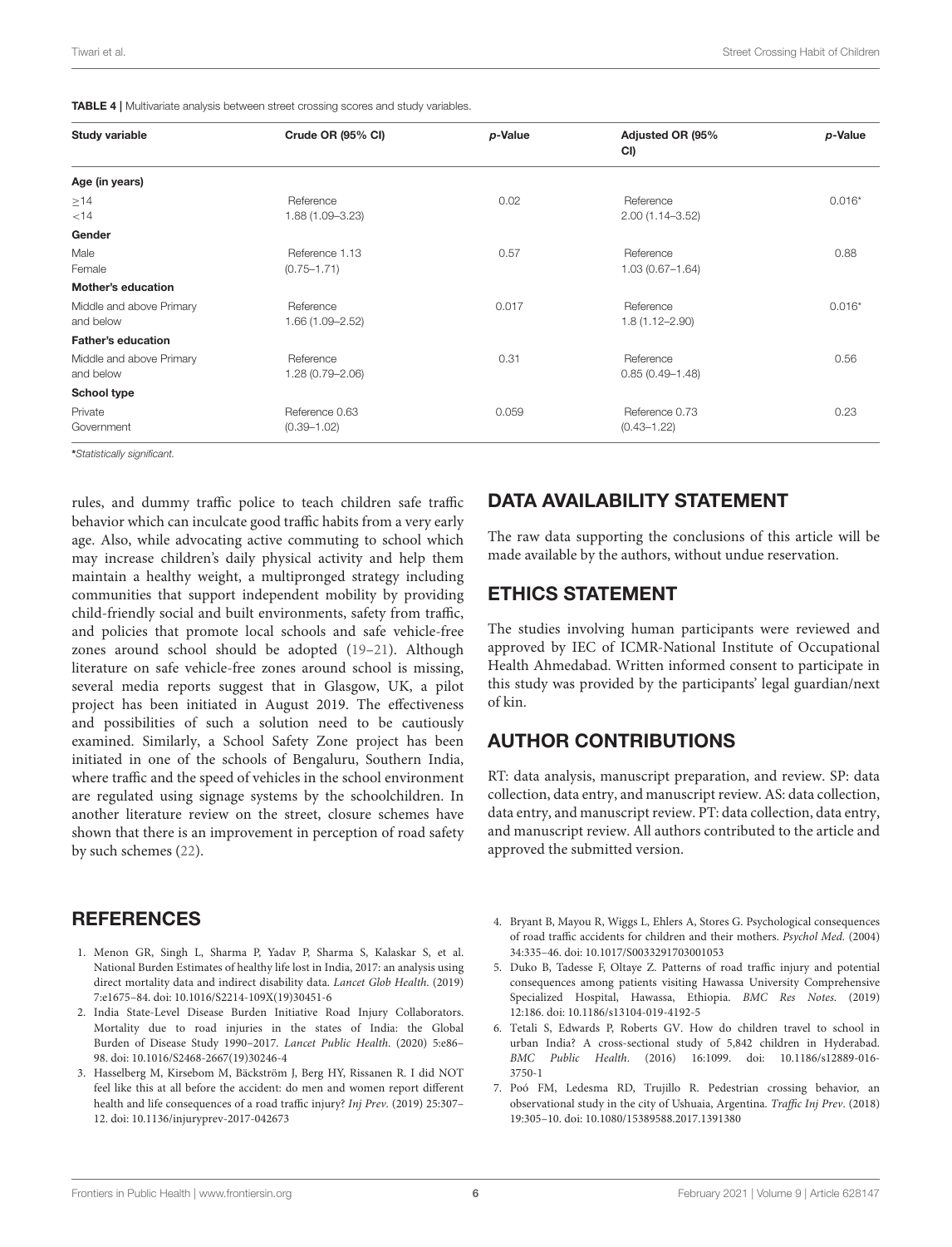**TABLE 4 |** Multivariate analysis between street crossing scores and study variables.

| Study variable | Crude OR (95% CI) | p-Value | Adjusted OR (95% CI) | p-Value |
|---|---|---|---|---|
| **Age (in years)** | | | | |
| ≥14 | Reference | 0.02 | Reference | 0.016* |
| <14 | 1.88 (1.09–3.23) | | 2.00 (1.14–3.52) | |
| **Gender** | | | | |
| Male | Reference 1.13 | 0.57 | Reference | 0.88 |
| Female | (0.75–1.71) | | 1.03 (0.67–1.64) | |
| **Mother's education** | | | | |
| Middle and above Primary | Reference | 0.017 | Reference | 0.016* |
| and below | 1.66 (1.09–2.52) | | 1.8 (1.12–2.90) | |
| **Father's education** | | | | |
| Middle and above Primary | Reference | 0.31 | Reference | 0.56 |
| and below | 1.28 (0.79–2.06) | | 0.85 (0.49–1.48) | |
| **School type** | | | | |
| Private | Reference 0.63 | 0.059 | Reference 0.73 | 0.23 |
| Government | (0.39–1.02) | | (0.43–1.22) | |

*Statistically significant.

rules, and dummy traffic police to teach children safe traffic behavior which can inculcate good traffic habits from a very early age. Also, while advocating active commuting to school which may increase children's daily physical activity and help them maintain a healthy weight, a multipronged strategy including communities that support independent mobility by providing child-friendly social and built environments, safety from traffic, and policies that promote local schools and safe vehicle-free zones around school should be adopted (19–21). Although literature on safe vehicle-free zones around school is missing, several media reports suggest that in Glasgow, UK, a pilot project has been initiated in August 2019. The effectiveness and possibilities of such a solution need to be cautiously examined. Similarly, a School Safety Zone project has been initiated in one of the schools of Bengaluru, Southern India, where traffic and the speed of vehicles in the school environment are regulated using signage systems by the schoolchildren. In another literature review on the street, closure schemes have shown that there is an improvement in perception of road safety by such schemes (22).

## DATA AVAILABILITY STATEMENT

The raw data supporting the conclusions of this article will be made available by the authors, without undue reservation.

## ETHICS STATEMENT

The studies involving human participants were reviewed and approved by IEC of ICMR-National Institute of Occupational Health Ahmedabad. Written informed consent to participate in this study was provided by the participants' legal guardian/next of kin.

## AUTHOR CONTRIBUTIONS

RT: data analysis, manuscript preparation, and review. SP: data collection, data entry, and manuscript review. AS: data collection, data entry, and manuscript review. PT: data collection, data entry, and manuscript review. All authors contributed to the article and approved the submitted version.

## REFERENCES

1. Menon GR, Singh L, Sharma P, Yadav P, Sharma S, Kalaskar S, et al. National Burden Estimates of healthy life lost in India, 2017: an analysis using direct mortality data and indirect disability data. *Lancet Glob Health*. (2019) 7:e1675–84. doi: 10.1016/S2214-109X(19)30451-6
2. India State-Level Disease Burden Initiative Road Injury Collaborators. Mortality due to road injuries in the states of India: the Global Burden of Disease Study 1990–2017. *Lancet Public Health*. (2020) 5:e86–98. doi: 10.1016/S2468-2667(19)30246-4
3. Hasselberg M, Kirsebom M, Bäckström J, Berg HY, Rissanen R. I did NOT feel like this at all before the accident: do men and women report different health and life consequences of a road traffic injury? *Inj Prev*. (2019) 25:307–12. doi: 10.1136/injuryprev-2017-042673
4. Bryant B, Mayou R, Wiggs L, Ehlers A, Stores G. Psychological consequences of road traffic accidents for children and their mothers. *Psychol Med*. (2004) 34:335–46. doi: 10.1017/S0033291703001053
5. Duko B, Tadesse F, Oltaye Z. Patterns of road traffic injury and potential consequences among patients visiting Hawassa University Comprehensive Specialized Hospital, Hawassa, Ethiopia. *BMC Res Notes*. (2019) 12:186. doi: 10.1186/s13104-019-4192-5
6. Tetali S, Edwards P, Roberts GV. How do children travel to school in urban India? A cross-sectional study of 5,842 children in Hyderabad. *BMC Public Health*. (2016) 16:1099. doi: 10.1186/s12889-016-3750-1
7. Poó FM, Ledesma RD, Trujillo R. Pedestrian crossing behavior, an observational study in the city of Ushuaia, Argentina. *Traffic Inj Prev*. (2018) 19:305–10. doi: 10.1080/15389588.2017.1391380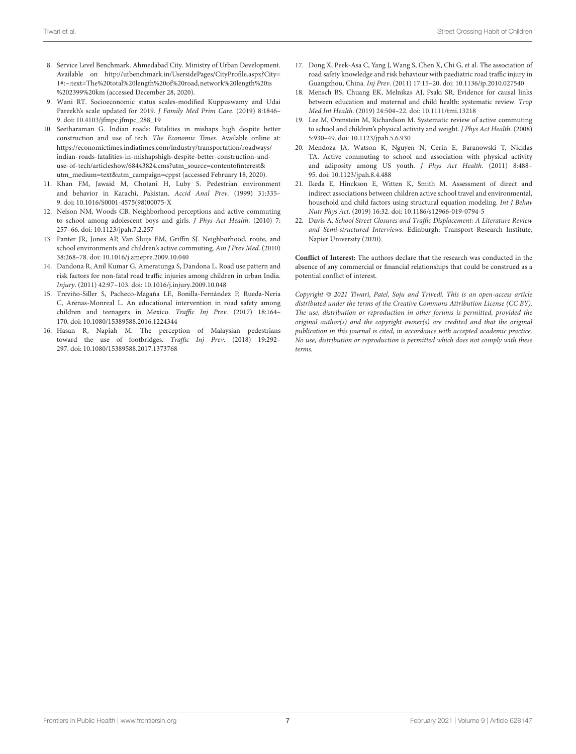8. Service Level Benchmark. Ahmedabad City. Ministry of Urban Development. Available on http://utbenchmark.in/UsersidePages/CityProfile.aspx?City=1#:~:text=The%20total%20length%20of%20road,network%20length%20is%202399%20km (accessed December 28, 2020).
9. Wani RT. Socioeconomic status scales-modified Kuppuswamy and Udai Pareekh's scale updated for 2019. *J Family Med Prim Care*. (2019) 8:1846–9. doi: 10.4103/jfmpc.jfmpc_288_19
10. Seetharaman G. Indian roads: Fatalities in mishaps high despite better construction and use of tech. *The Economic Times*. Available online at: https://economictimes.indiatimes.com/industry/transportation/roadways/indian-roads-fatalities-in-mishapshigh-despite-better-construction-and-use-of-tech/articleshow/68443824.cms?utm_source=contentofinterest&utm_medium=text&utm_campaign=cppst (accessed February 18, 2020).
11. Khan FM, Jawaid M, Chotani H, Luby S. Pedestrian environment and behavior in Karachi, Pakistan. *Accid Anal Prev*. (1999) 31:335–9. doi: 10.1016/S0001-4575(98)00075-X
12. Nelson NM, Woods CB. Neighborhood perceptions and active commuting to school among adolescent boys and girls. *J Phys Act Health*. (2010) 7: 257–66. doi: 10.1123/jpah.7.2.257
13. Panter JR, Jones AP, Van Sluijs EM, Griffin SJ. Neighborhood, route, and school environments and children's active commuting. *Am J Prev Med*. (2010) 38:268–78. doi: 10.1016/j.amepre.2009.10.040
14. Dandona R, Anil Kumar G, Ameratunga S, Dandona L. Road use pattern and risk factors for non-fatal road traffic injuries among children in urban India. *Injury*. (2011) 42:97–103. doi: 10.1016/j.injury.2009.10.048
15. Treviño-Siller S, Pacheco-Magaña LE, Bonilla-Fernández P, Rueda-Neria C, Arenas-Monreal L. An educational intervention in road safety among children and teenagers in Mexico. *Traffic Inj Prev*. (2017) 18:164–170. doi: 10.1080/15389588.2016.1224344
16. Hasan R, Napiah M. The perception of Malaysian pedestrians toward the use of footbridges. *Traffic Inj Prev*. (2018) 19:292–297. doi: 10.1080/15389588.2017.1373768
17. Dong X, Peek-Asa C, Yang J, Wang S, Chen X, Chi G, et al. The association of road safety knowledge and risk behaviour with paediatric road traffic injury in Guangzhou, China. *Inj Prev*. (2011) 17:15–20. doi: 10.1136/ip.2010.027540
18. Mensch BS, Chuang EK, Melnikas AJ, Psaki SR. Evidence for causal links between education and maternal and child health: systematic review. *Trop Med Int Health*. (2019) 24:504–22. doi: 10.1111/tmi.13218
19. Lee M, Orenstein M, Richardson M. Systematic review of active commuting to school and children's physical activity and weight. *J Phys Act Health*. (2008) 5:930–49. doi: 10.1123/jpah.5.6.930
20. Mendoza JA, Watson K, Nguyen N, Cerin E, Baranowski T, Nicklas TA. Active commuting to school and association with physical activity and adiposity among US youth. *J Phys Act Health*. (2011) 8:488–95. doi: 10.1123/jpah.8.4.488
21. Ikeda E, Hinckson E, Witten K, Smith M. Assessment of direct and indirect associations between children active school travel and environmental, household and child factors using structural equation modeling. *Int J Behav Nutr Phys Act*. (2019) 16:32. doi: 10.1186/s12966-019-0794-5
22. Davis A. *School Street Closures and Traffic Displacement: A Literature Review and Semi-structured Interviews*. Edinburgh: Transport Research Institute, Napier University (2020).

**Conflict of Interest:** The authors declare that the research was conducted in the absence of any commercial or financial relationships that could be construed as a potential conflict of interest.

*Copyright © 2021 Tiwari, Patel, Soju and Trivedi. This is an open-access article distributed under the terms of the Creative Commons Attribution License (CC BY). The use, distribution or reproduction in other forums is permitted, provided the original author(s) and the copyright owner(s) are credited and that the original publication in this journal is cited, in accordance with accepted academic practice. No use, distribution or reproduction is permitted which does not comply with these terms.*